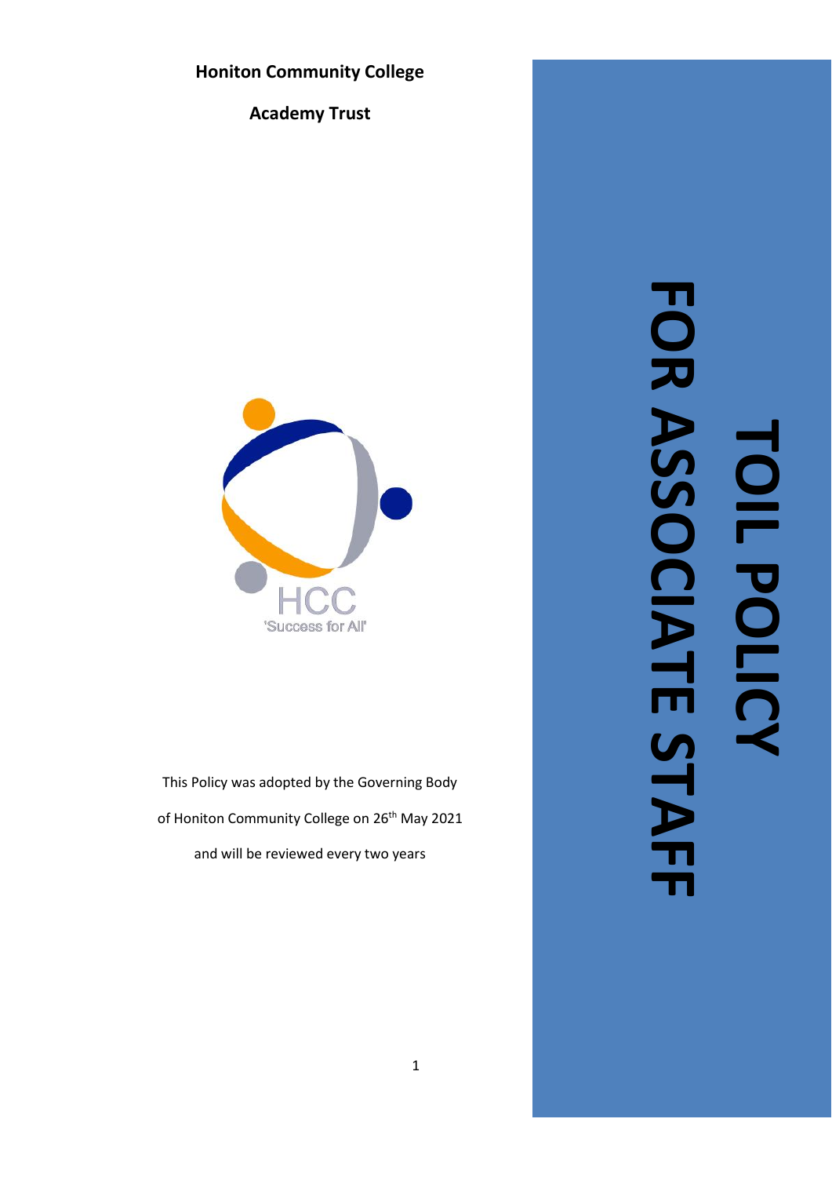**Honiton Community College**

**Academy Trust**

# TOIL POLICY FOR ASSOCIATE STAFF

HCC

'Success for All'

This Policy was adopted by the Governing Body of Honiton Community College on 26th May 2021 and will be reviewed every two years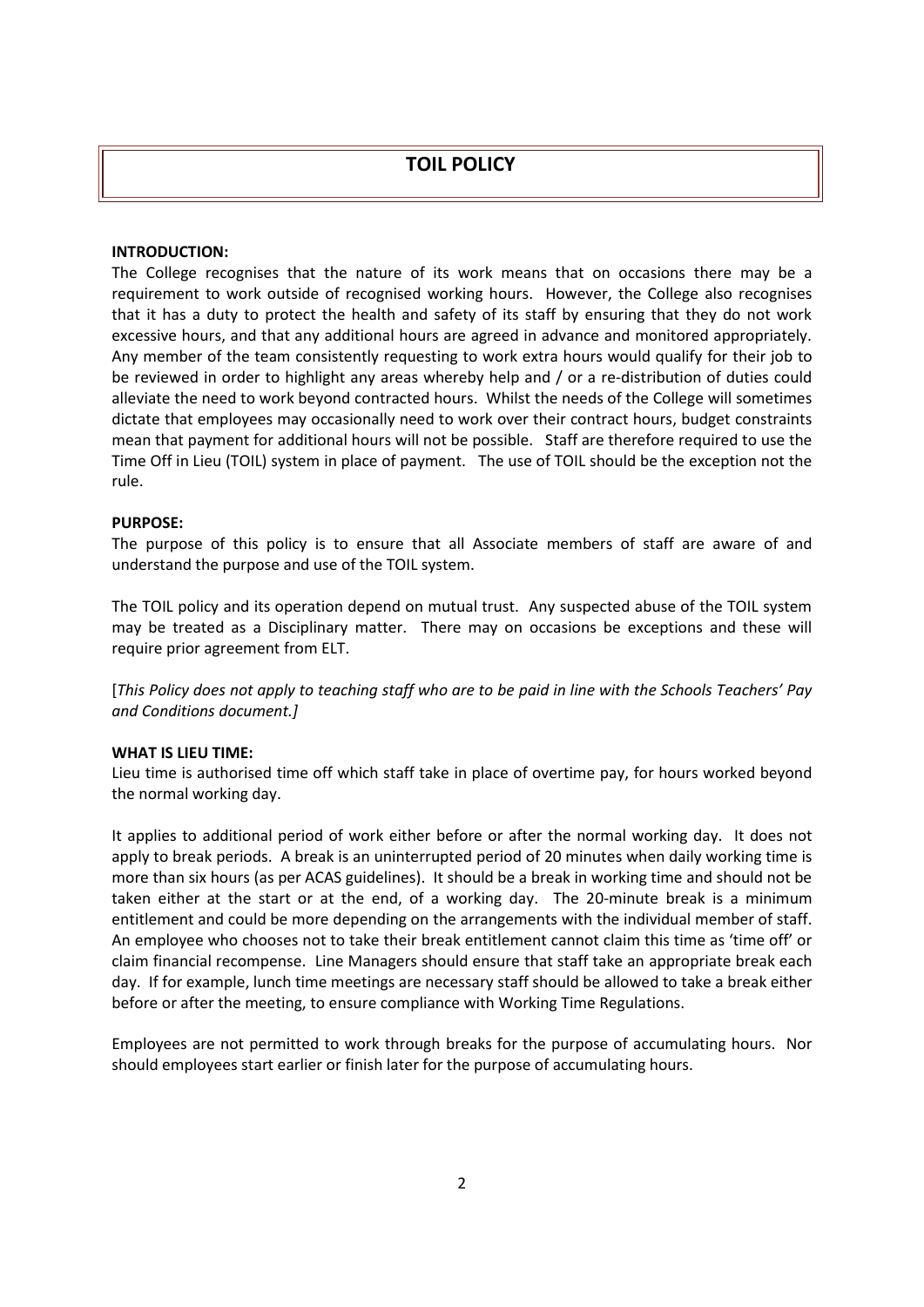# TOIL POLICY

**INTRODUCTION:**

The College recognises that the nature of its work means that on occasions there may be a requirement to work outside of recognised working hours. However, the College also recognises that it has a duty to protect the health and safety of its staff by ensuring that they do not work excessive hours, and that any additional hours are agreed in advance and monitored appropriately. Any member of the team consistently requesting to work extra hours would qualify for their job to be reviewed in order to highlight any areas whereby help and / or a re-distribution of duties could alleviate the need to work beyond contracted hours. Whilst the needs of the College will sometimes dictate that employees may occasionally need to work over their contract hours, budget constraints mean that payment for additional hours will not be possible. Staff are therefore required to use the Time Off in Lieu (TOIL) system in place of payment. The use of TOIL should be the exception not the rule.

**PURPOSE:**

The purpose of this policy is to ensure that all Associate members of staff are aware of and understand the purpose and use of the TOIL system.

The TOIL policy and its operation depend on mutual trust. Any suspected abuse of the TOIL system may be treated as a Disciplinary matter. There may on occasions be exceptions and these will require prior agreement from ELT.

[*This Policy does not apply to teaching staff who are to be paid in line with the Schools Teachers' Pay and Conditions document.]*

**WHAT IS LIEU TIME:**

Lieu time is authorised time off which staff take in place of overtime pay, for hours worked beyond the normal working day.

It applies to additional period of work either before or after the normal working day. It does not apply to break periods. A break is an uninterrupted period of 20 minutes when daily working time is more than six hours (as per ACAS guidelines). It should be a break in working time and should not be taken either at the start or at the end, of a working day. The 20-minute break is a minimum entitlement and could be more depending on the arrangements with the individual member of staff. An employee who chooses not to take their break entitlement cannot claim this time as 'time off' or claim financial recompense. Line Managers should ensure that staff take an appropriate break each day. If for example, lunch time meetings are necessary staff should be allowed to take a break either before or after the meeting, to ensure compliance with Working Time Regulations.

Employees are not permitted to work through breaks for the purpose of accumulating hours. Nor should employees start earlier or finish later for the purpose of accumulating hours.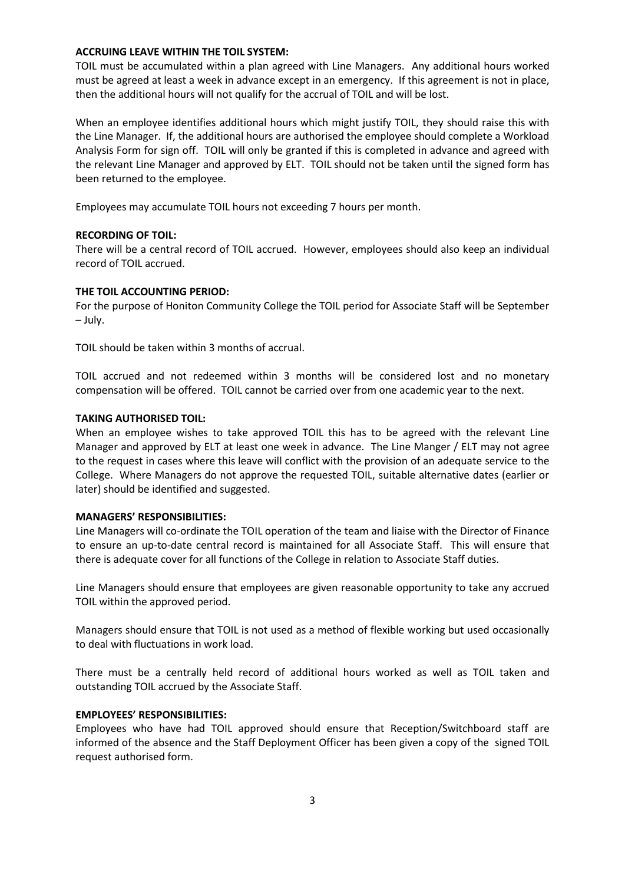**ACCRUING LEAVE WITHIN THE TOIL SYSTEM:**

TOIL must be accumulated within a plan agreed with Line Managers. Any additional hours worked must be agreed at least a week in advance except in an emergency. If this agreement is not in place, then the additional hours will not qualify for the accrual of TOIL and will be lost.

When an employee identifies additional hours which might justify TOIL, they should raise this with the Line Manager. If, the additional hours are authorised the employee should complete a Workload Analysis Form for sign off. TOIL will only be granted if this is completed in advance and agreed with the relevant Line Manager and approved by ELT. TOIL should not be taken until the signed form has been returned to the employee.

Employees may accumulate TOIL hours not exceeding 7 hours per month.

**RECORDING OF TOIL:**

There will be a central record of TOIL accrued. However, employees should also keep an individual record of TOIL accrued.

**THE TOIL ACCOUNTING PERIOD:**

For the purpose of Honiton Community College the TOIL period for Associate Staff will be September – July.

TOIL should be taken within 3 months of accrual.

TOIL accrued and not redeemed within 3 months will be considered lost and no monetary compensation will be offered. TOIL cannot be carried over from one academic year to the next.

**TAKING AUTHORISED TOIL:**

When an employee wishes to take approved TOIL this has to be agreed with the relevant Line Manager and approved by ELT at least one week in advance. The Line Manger / ELT may not agree to the request in cases where this leave will conflict with the provision of an adequate service to the College. Where Managers do not approve the requested TOIL, suitable alternative dates (earlier or later) should be identified and suggested.

**MANAGERS' RESPONSIBILITIES:**

Line Managers will co-ordinate the TOIL operation of the team and liaise with the Director of Finance to ensure an up-to-date central record is maintained for all Associate Staff. This will ensure that there is adequate cover for all functions of the College in relation to Associate Staff duties.

Line Managers should ensure that employees are given reasonable opportunity to take any accrued TOIL within the approved period.

Managers should ensure that TOIL is not used as a method of flexible working but used occasionally to deal with fluctuations in work load.

There must be a centrally held record of additional hours worked as well as TOIL taken and outstanding TOIL accrued by the Associate Staff.

**EMPLOYEES' RESPONSIBILITIES:**

Employees who have had TOIL approved should ensure that Reception/Switchboard staff are informed of the absence and the Staff Deployment Officer has been given a copy of the signed TOIL request authorised form.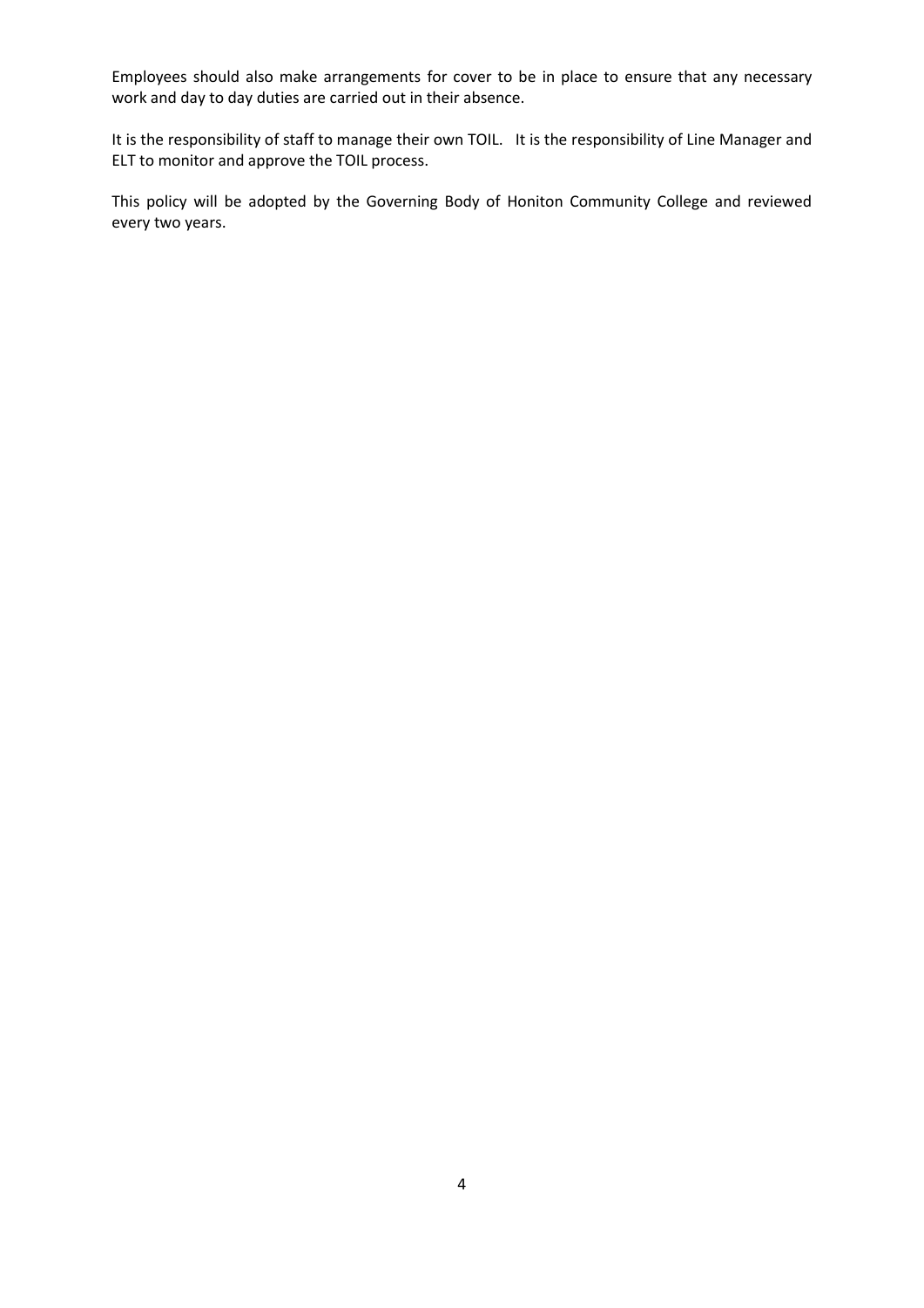Employees should also make arrangements for cover to be in place to ensure that any necessary work and day to day duties are carried out in their absence.

It is the responsibility of staff to manage their own TOIL. It is the responsibility of Line Manager and ELT to monitor and approve the TOIL process.

This policy will be adopted by the Governing Body of Honiton Community College and reviewed every two years.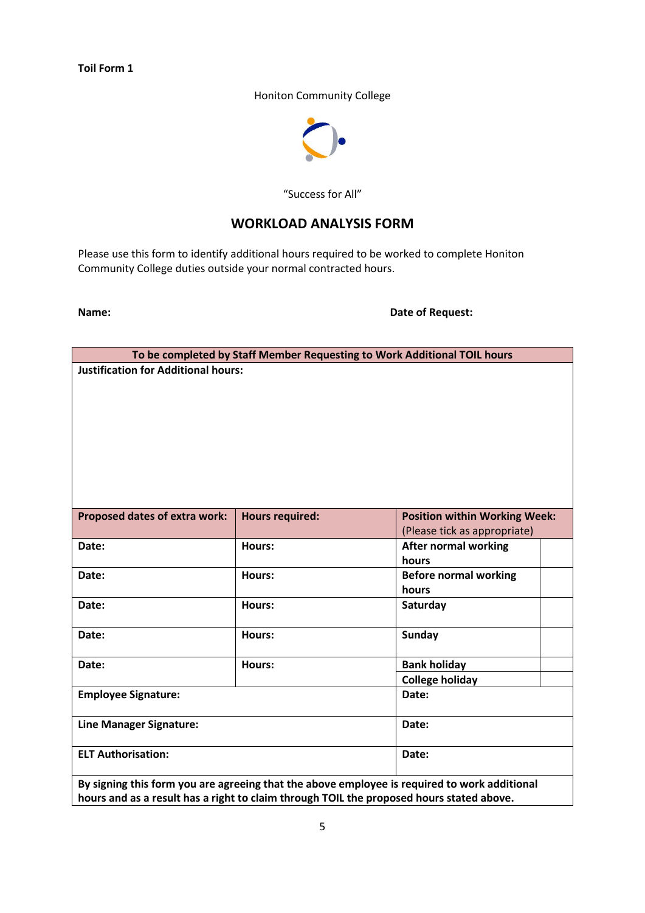Toil Form 1

Honiton Community College

"Success for All"

# WORKLOAD ANALYSIS FORM

Please use this form to identify additional hours required to be worked to complete Honiton Community College duties outside your normal contracted hours.

**Name:** **Date of Request:**

| **To be completed by Staff Member Requesting to Work Additional TOIL hours** | | | |
|---|---|---|---|
| **Justification for Additional hours:** | | | |
| **Proposed dates of extra work:** | **Hours required:** | **Position within Working Week:** (Please tick as appropriate) | |
| **Date:** | **Hours:** | **After normal working hours** | |
| **Date:** | **Hours:** | **Before normal working hours** | |
| **Date:** | **Hours:** | **Saturday** | |
| **Date:** | **Hours:** | **Sunday** | |
| **Date:** | **Hours:** | **Bank holiday** | |
| | | **College holiday** | |
| **Employee Signature:** | | **Date:** | |
| **Line Manager Signature:** | | **Date:** | |
| **ELT Authorisation:** | | **Date:** | |
| **By signing this form you are agreeing that the above employee is required to work additional hours and as a result has a right to claim through TOIL the proposed hours stated above.** | | | |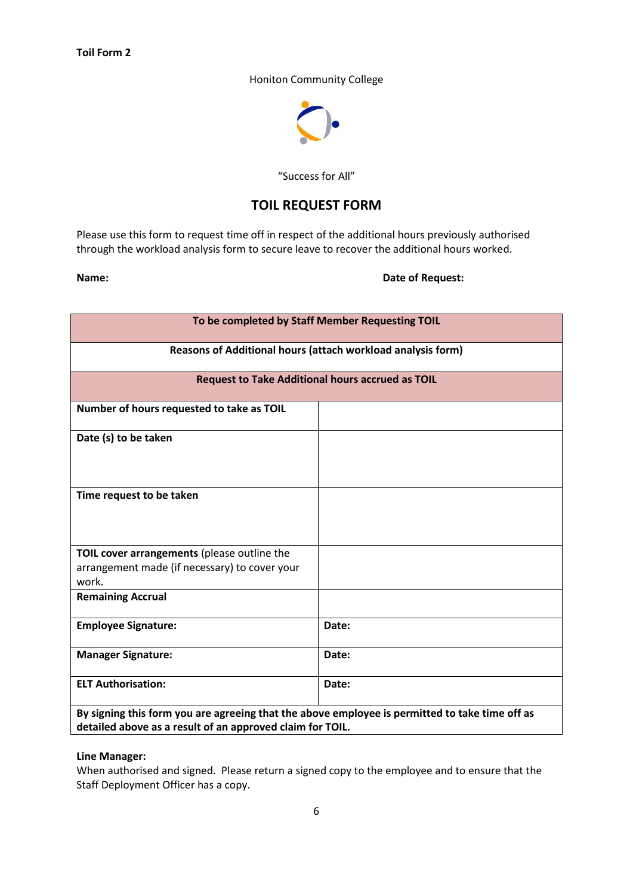**Toil Form 2**

Honiton Community College

"Success for All"

## TOIL REQUEST FORM

Please use this form to request time off in respect of the additional hours previously authorised through the workload analysis form to secure leave to recover the additional hours worked.

**Name:** **Date of Request:**

| **To be completed by Staff Member Requesting TOIL** | |
|---|---|
| **Reasons of Additional hours (attach workload analysis form)** | |
| **Request to Take Additional hours accrued as TOIL** | |
| **Number of hours requested to take as TOIL** | |
| **Date (s) to be taken** | |
| **Time request to be taken** | |
| **TOIL cover arrangements** (please outline the arrangement made (if necessary) to cover your work. | |
| **Remaining Accrual** | |
| **Employee Signature:** | **Date:** |
| **Manager Signature:** | **Date:** |
| **ELT Authorisation:** | **Date:** |
| **By signing this form you are agreeing that the above employee is permitted to take time off as detailed above as a result of an approved claim for TOIL.** | |

**Line Manager:**
When authorised and signed. Please return a signed copy to the employee and to ensure that the Staff Deployment Officer has a copy.